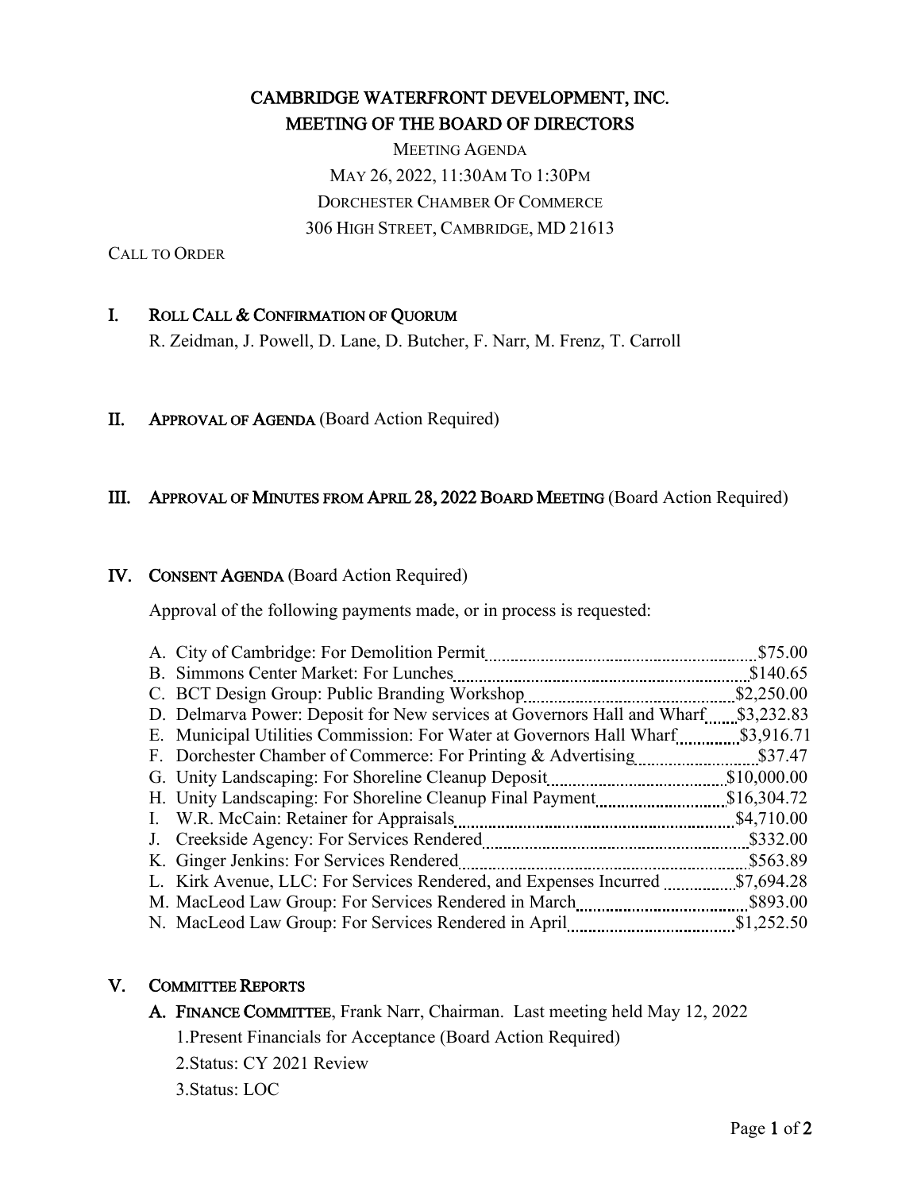# CAMBRIDGE WATERFRONT DEVELOPMENT, INC.
# MEETING OF THE BOARD OF DIRECTORS

MEETING AGENDA

MAY 26, 2022, 11:30AM TO 1:30PM

DORCHESTER CHAMBER OF COMMERCE

306 HIGH STREET, CAMBRIDGE, MD 21613

CALL TO ORDER

## I. ROLL CALL & CONFIRMATION OF QUORUM

R. Zeidman, J. Powell, D. Lane, D. Butcher, F. Narr, M. Frenz, T. Carroll

## II. APPROVAL OF AGENDA (Board Action Required)

## III. APPROVAL OF MINUTES FROM APRIL 28, 2022 BOARD MEETING (Board Action Required)

## IV. CONSENT AGENDA (Board Action Required)

Approval of the following payments made, or in process is requested:

A. City of Cambridge: For Demolition Permit ........ $75.00
B. Simmons Center Market: For Lunches ........ $140.65
C. BCT Design Group: Public Branding Workshop ........ $2,250.00
D. Delmarva Power: Deposit for New services at Governors Hall and Wharf ........ $3,232.83
E. Municipal Utilities Commission: For Water at Governors Hall Wharf ........ $3,916.71
F. Dorchester Chamber of Commerce: For Printing & Advertising ........ $37.47
G. Unity Landscaping: For Shoreline Cleanup Deposit ........ $10,000.00
H. Unity Landscaping: For Shoreline Cleanup Final Payment ........ $16,304.72
I. W.R. McCain: Retainer for Appraisals ........ $4,710.00
J. Creekside Agency: For Services Rendered ........ $332.00
K. Ginger Jenkins: For Services Rendered ........ $563.89
L. Kirk Avenue, LLC: For Services Rendered, and Expenses Incurred ........ $7,694.28
M. MacLeod Law Group: For Services Rendered in March ........ $893.00
N. MacLeod Law Group: For Services Rendered in April ........ $1,252.50

## V. COMMITTEE REPORTS

### A. FINANCE COMMITTEE, Frank Narr, Chairman. Last meeting held May 12, 2022

1. Present Financials for Acceptance (Board Action Required)
2. Status: CY 2021 Review
3. Status: LOC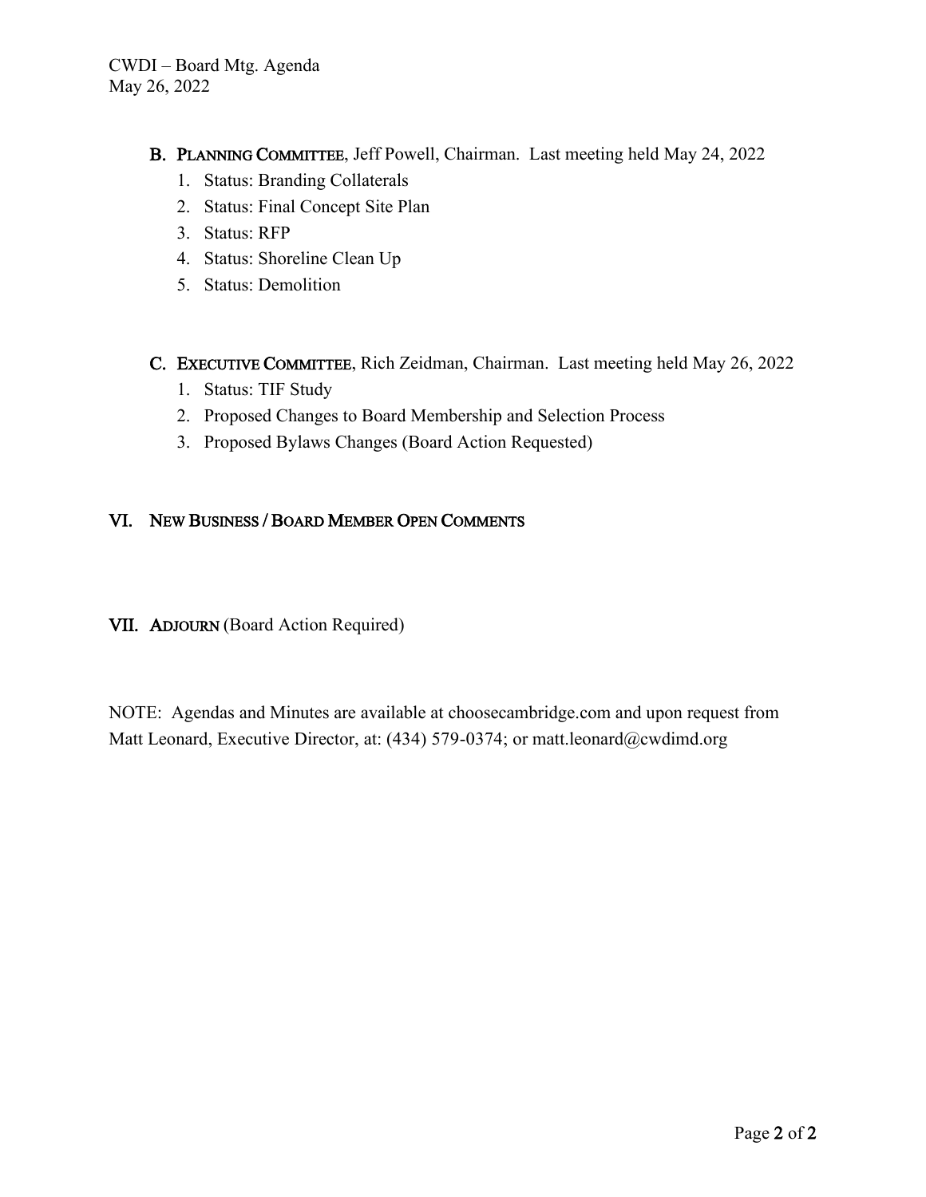B. **PLANNING COMMITTEE**, Jeff Powell, Chairman. Last meeting held May 24, 2022

1. Status: Branding Collaterals
2. Status: Final Concept Site Plan
3. Status: RFP
4. Status: Shoreline Clean Up
5. Status: Demolition

C. **EXECUTIVE COMMITTEE**, Rich Zeidman, Chairman. Last meeting held May 26, 2022

1. Status: TIF Study
2. Proposed Changes to Board Membership and Selection Process
3. Proposed Bylaws Changes (Board Action Requested)

## VI. NEW BUSINESS / BOARD MEMBER OPEN COMMENTS

## VII. ADJOURN (Board Action Required)

NOTE: Agendas and Minutes are available at choosecambridge.com and upon request from Matt Leonard, Executive Director, at: (434) 579-0374; or matt.leonard@cwdimd.org